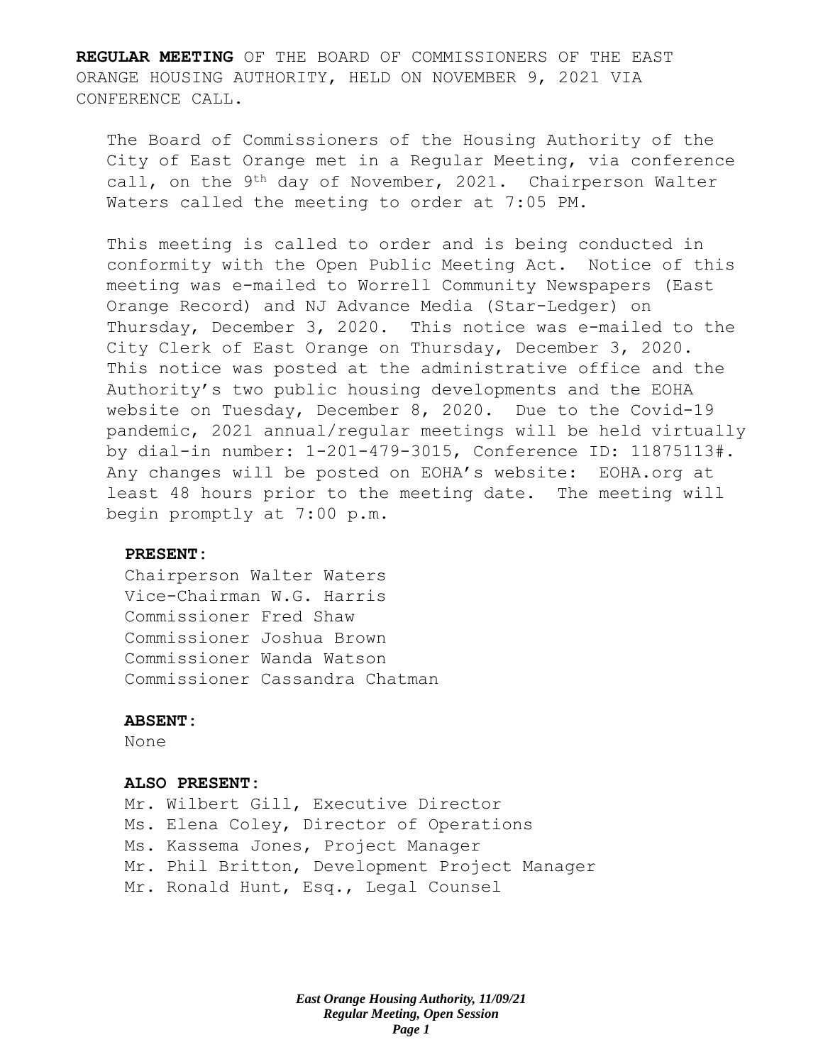**REGULAR MEETING** OF THE BOARD OF COMMISSIONERS OF THE EAST ORANGE HOUSING AUTHORITY, HELD ON NOVEMBER 9, 2021 VIA CONFERENCE CALL.

The Board of Commissioners of the Housing Authority of the City of East Orange met in a Regular Meeting, via conference call, on the 9th day of November, 2021. Chairperson Walter Waters called the meeting to order at 7:05 PM.

This meeting is called to order and is being conducted in conformity with the Open Public Meeting Act. Notice of this meeting was e-mailed to Worrell Community Newspapers (East Orange Record) and NJ Advance Media (Star-Ledger) on Thursday, December 3, 2020. This notice was e-mailed to the City Clerk of East Orange on Thursday, December 3, 2020. This notice was posted at the administrative office and the Authority's two public housing developments and the EOHA website on Tuesday, December 8, 2020. Due to the Covid-19 pandemic, 2021 annual/regular meetings will be held virtually by dial-in number: 1-201-479-3015, Conference ID: 11875113#. Any changes will be posted on EOHA's website: EOHA.org at least 48 hours prior to the meeting date. The meeting will begin promptly at 7:00 p.m.

**PRESENT:**

Chairperson Walter Waters
Vice-Chairman W.G. Harris
Commissioner Fred Shaw
Commissioner Joshua Brown
Commissioner Wanda Watson
Commissioner Cassandra Chatman

**ABSENT:**

None

**ALSO PRESENT:**

Mr. Wilbert Gill, Executive Director
Ms. Elena Coley, Director of Operations
Ms. Kassema Jones, Project Manager
Mr. Phil Britton, Development Project Manager
Mr. Ronald Hunt, Esq., Legal Counsel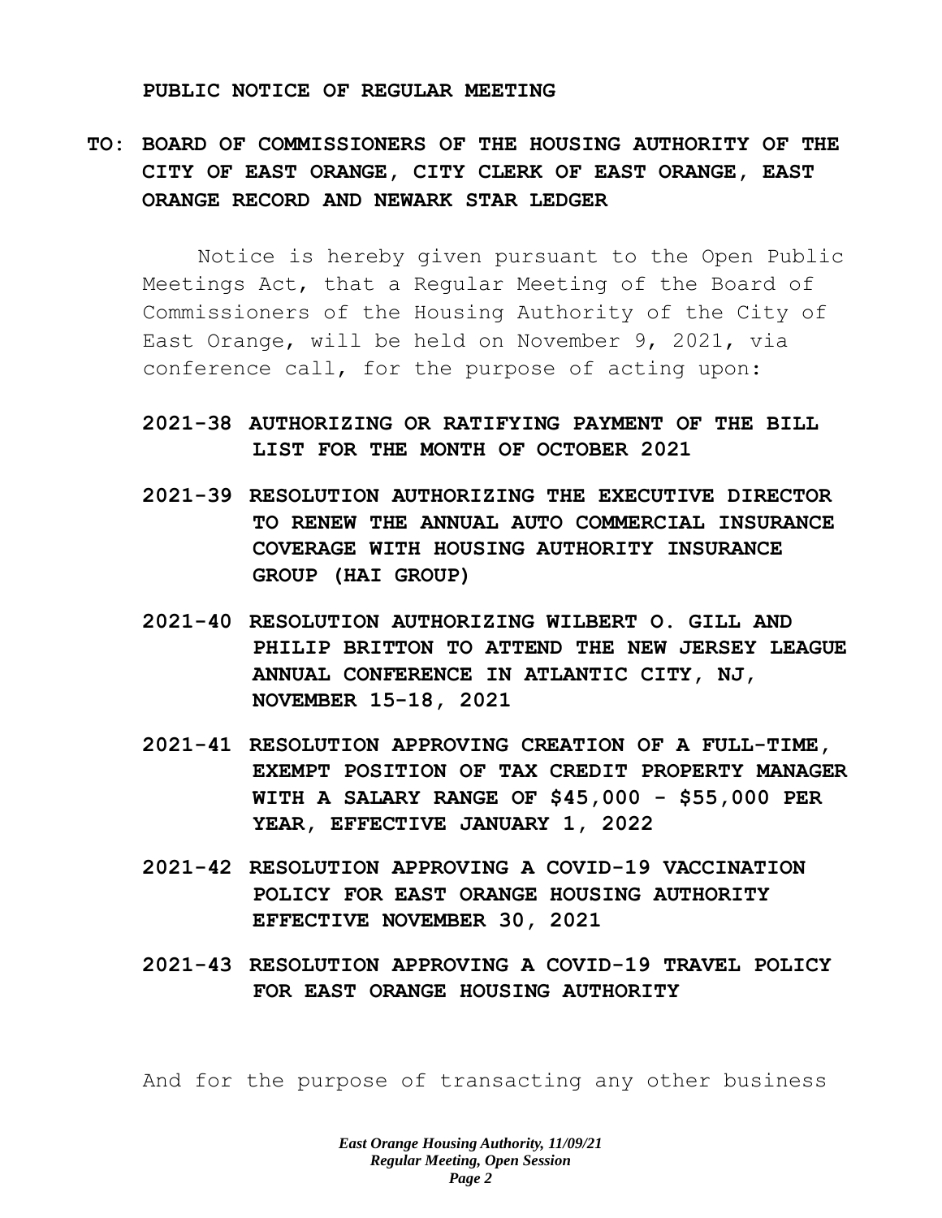**PUBLIC NOTICE OF REGULAR MEETING**

**TO: BOARD OF COMMISSIONERS OF THE HOUSING AUTHORITY OF THE CITY OF EAST ORANGE, CITY CLERK OF EAST ORANGE, EAST ORANGE RECORD AND NEWARK STAR LEDGER**

Notice is hereby given pursuant to the Open Public Meetings Act, that a Regular Meeting of the Board of Commissioners of the Housing Authority of the City of East Orange, will be held on November 9, 2021, via conference call, for the purpose of acting upon:

**2021-38 AUTHORIZING OR RATIFYING PAYMENT OF THE BILL LIST FOR THE MONTH OF OCTOBER 2021**

**2021-39 RESOLUTION AUTHORIZING THE EXECUTIVE DIRECTOR TO RENEW THE ANNUAL AUTO COMMERCIAL INSURANCE COVERAGE WITH HOUSING AUTHORITY INSURANCE GROUP (HAI GROUP)**

**2021-40 RESOLUTION AUTHORIZING WILBERT O. GILL AND PHILIP BRITTON TO ATTEND THE NEW JERSEY LEAGUE ANNUAL CONFERENCE IN ATLANTIC CITY, NJ, NOVEMBER 15-18, 2021**

**2021-41 RESOLUTION APPROVING CREATION OF A FULL-TIME, EXEMPT POSITION OF TAX CREDIT PROPERTY MANAGER WITH A SALARY RANGE OF $45,000 - $55,000 PER YEAR, EFFECTIVE JANUARY 1, 2022**

**2021-42 RESOLUTION APPROVING A COVID-19 VACCINATION POLICY FOR EAST ORANGE HOUSING AUTHORITY EFFECTIVE NOVEMBER 30, 2021**

**2021-43 RESOLUTION APPROVING A COVID-19 TRAVEL POLICY FOR EAST ORANGE HOUSING AUTHORITY**

And for the purpose of transacting any other business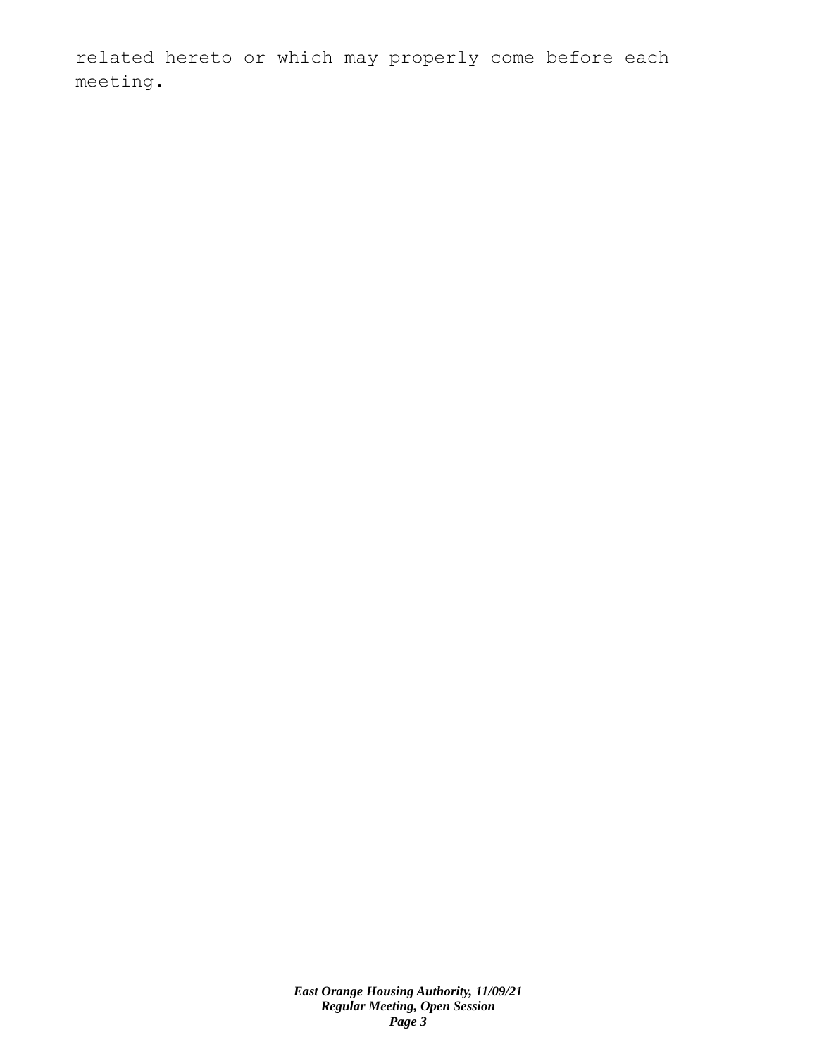related hereto or which may properly come before each meeting.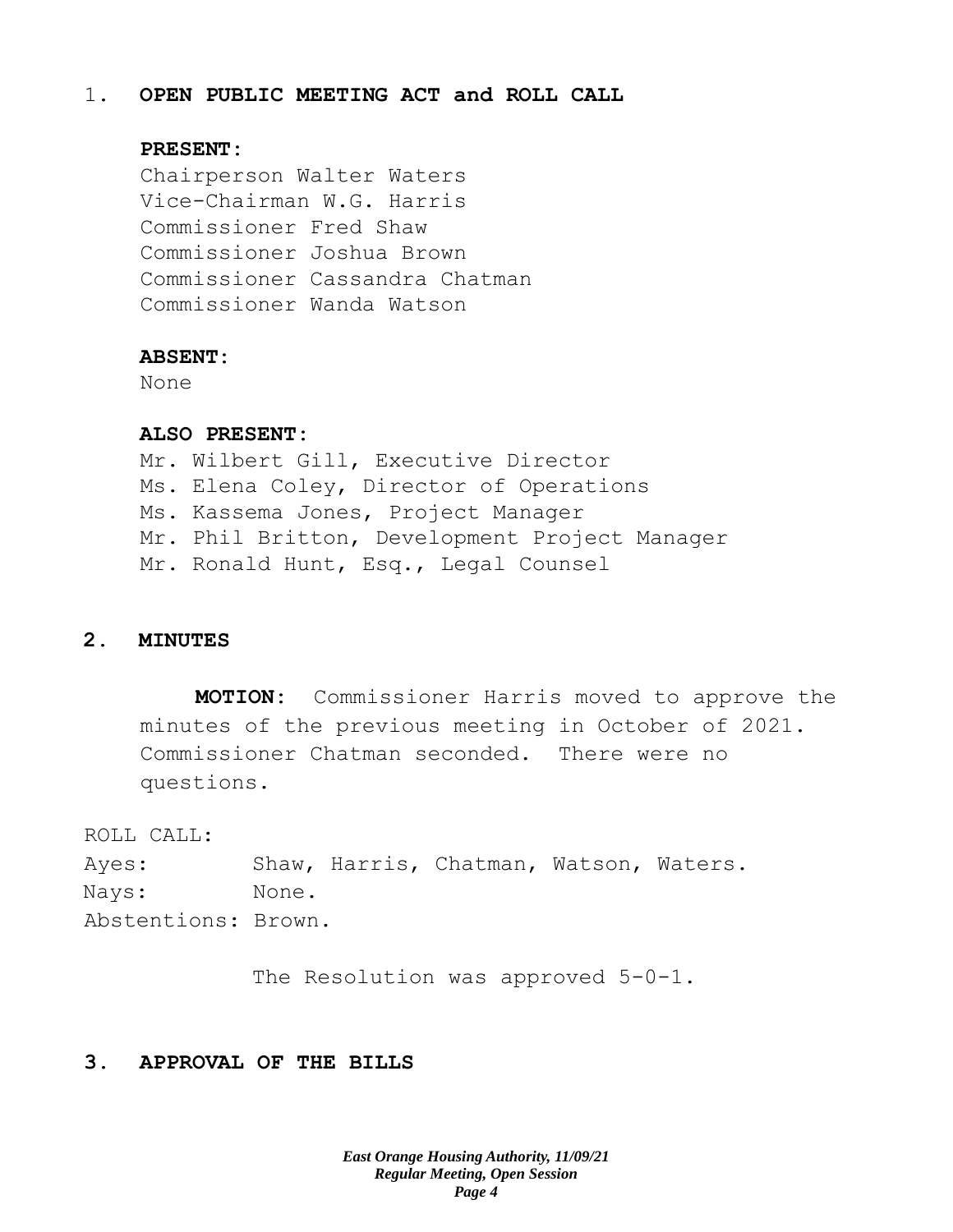## 1. OPEN PUBLIC MEETING ACT and ROLL CALL

**PRESENT:**

Chairperson Walter Waters
Vice-Chairman W.G. Harris
Commissioner Fred Shaw
Commissioner Joshua Brown
Commissioner Cassandra Chatman
Commissioner Wanda Watson

**ABSENT:**

None

**ALSO PRESENT:**

Mr. Wilbert Gill, Executive Director
Ms. Elena Coley, Director of Operations
Ms. Kassema Jones, Project Manager
Mr. Phil Britton, Development Project Manager
Mr. Ronald Hunt, Esq., Legal Counsel

## 2. MINUTES

**MOTION:** Commissioner Harris moved to approve the minutes of the previous meeting in October of 2021. Commissioner Chatman seconded. There were no questions.

ROLL CALL:
Ayes: Shaw, Harris, Chatman, Watson, Waters.
Nays: None.
Abstentions: Brown.

The Resolution was approved 5-0-1.

## 3. APPROVAL OF THE BILLS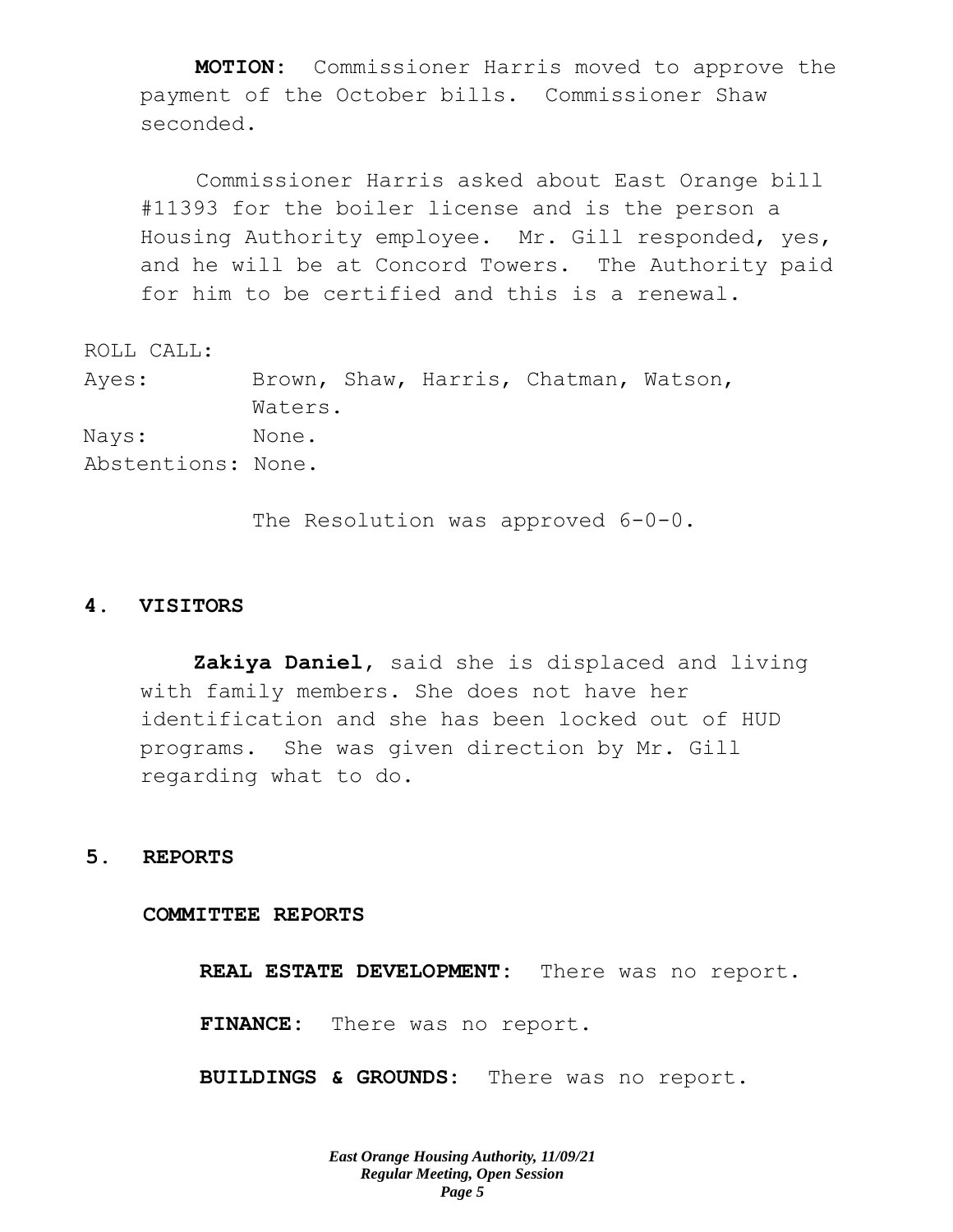**MOTION:** Commissioner Harris moved to approve the payment of the October bills. Commissioner Shaw seconded.

Commissioner Harris asked about East Orange bill #11393 for the boiler license and is the person a Housing Authority employee. Mr. Gill responded, yes, and he will be at Concord Towers. The Authority paid for him to be certified and this is a renewal.

ROLL CALL:
Ayes: Brown, Shaw, Harris, Chatman, Watson, Waters.
Nays: None.
Abstentions: None.

The Resolution was approved 6-0-0.

## 4. VISITORS

**Zakiya Daniel**, said she is displaced and living with family members. She does not have her identification and she has been locked out of HUD programs. She was given direction by Mr. Gill regarding what to do.

## 5. REPORTS

### COMMITTEE REPORTS

**REAL ESTATE DEVELOPMENT:** There was no report.

**FINANCE:** There was no report.

**BUILDINGS & GROUNDS:** There was no report.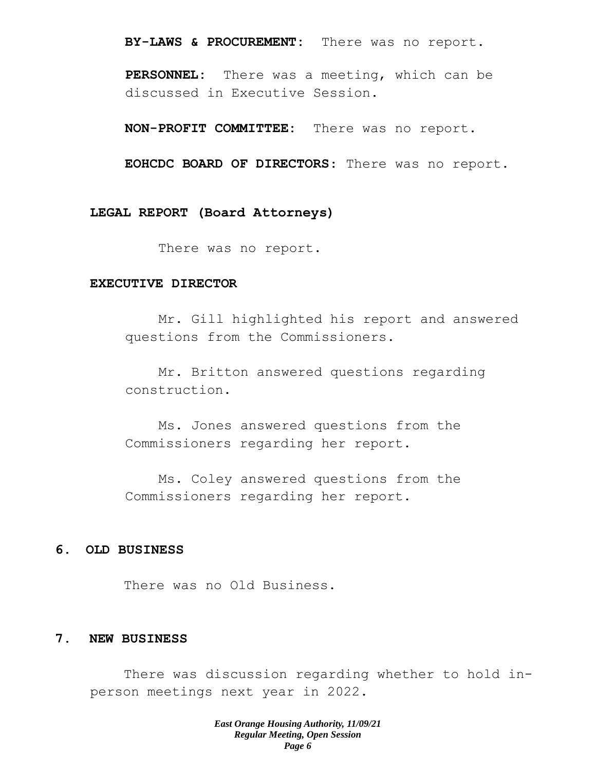**BY-LAWS & PROCUREMENT:** There was no report.

**PERSONNEL:** There was a meeting, which can be discussed in Executive Session.

**NON-PROFIT COMMITTEE:** There was no report.

**EOHCDC BOARD OF DIRECTORS:** There was no report.

**LEGAL REPORT (Board Attorneys)**

There was no report.

**EXECUTIVE DIRECTOR**

Mr. Gill highlighted his report and answered questions from the Commissioners.

Mr. Britton answered questions regarding construction.

Ms. Jones answered questions from the Commissioners regarding her report.

Ms. Coley answered questions from the Commissioners regarding her report.

## 6. OLD BUSINESS

There was no Old Business.

## 7. NEW BUSINESS

There was discussion regarding whether to hold in-person meetings next year in 2022.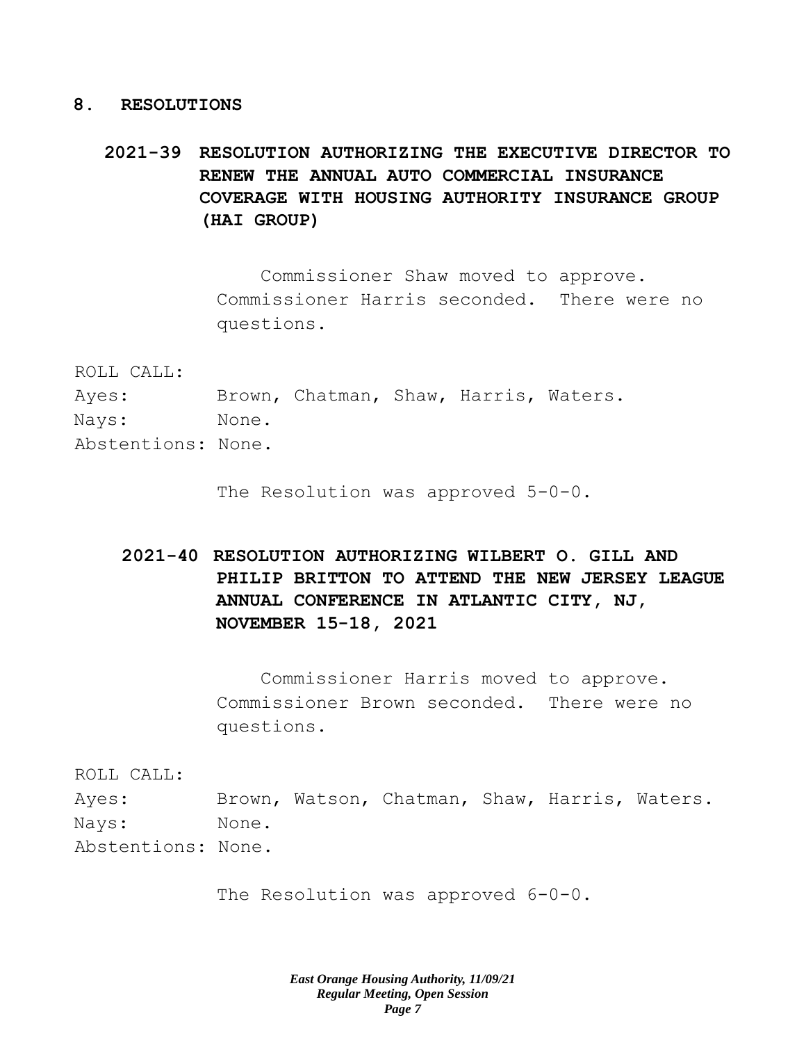## 8. RESOLUTIONS

### 2021-39 RESOLUTION AUTHORIZING THE EXECUTIVE DIRECTOR TO RENEW THE ANNUAL AUTO COMMERCIAL INSURANCE COVERAGE WITH HOUSING AUTHORITY INSURANCE GROUP (HAI GROUP)

Commissioner Shaw moved to approve. Commissioner Harris seconded. There were no questions.

ROLL CALL:
Ayes: Brown, Chatman, Shaw, Harris, Waters.
Nays: None.
Abstentions: None.

The Resolution was approved 5-0-0.

### 2021-40 RESOLUTION AUTHORIZING WILBERT O. GILL AND PHILIP BRITTON TO ATTEND THE NEW JERSEY LEAGUE ANNUAL CONFERENCE IN ATLANTIC CITY, NJ, NOVEMBER 15-18, 2021

Commissioner Harris moved to approve. Commissioner Brown seconded. There were no questions.

ROLL CALL:
Ayes: Brown, Watson, Chatman, Shaw, Harris, Waters.
Nays: None.
Abstentions: None.

The Resolution was approved 6-0-0.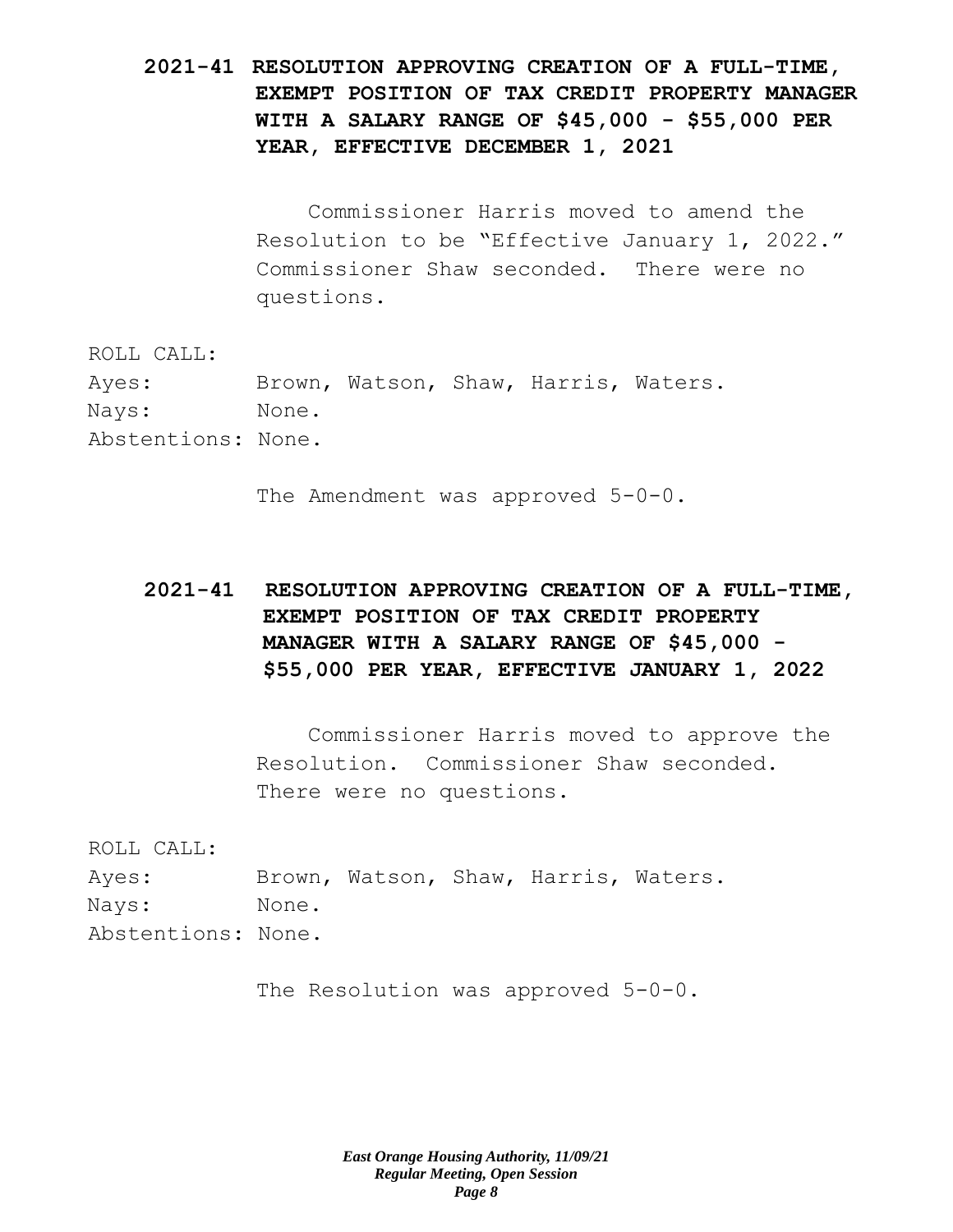**2021-41 RESOLUTION APPROVING CREATION OF A FULL-TIME, EXEMPT POSITION OF TAX CREDIT PROPERTY MANAGER WITH A SALARY RANGE OF $45,000 - $55,000 PER YEAR, EFFECTIVE DECEMBER 1, 2021**

Commissioner Harris moved to amend the Resolution to be "Effective January 1, 2022." Commissioner Shaw seconded. There were no questions.

ROLL CALL:
Ayes: Brown, Watson, Shaw, Harris, Waters.
Nays: None.
Abstentions: None.

The Amendment was approved 5-0-0.

**2021-41 RESOLUTION APPROVING CREATION OF A FULL-TIME, EXEMPT POSITION OF TAX CREDIT PROPERTY MANAGER WITH A SALARY RANGE OF $45,000 - $55,000 PER YEAR, EFFECTIVE JANUARY 1, 2022**

Commissioner Harris moved to approve the Resolution. Commissioner Shaw seconded. There were no questions.

ROLL CALL:
Ayes: Brown, Watson, Shaw, Harris, Waters.
Nays: None.
Abstentions: None.

The Resolution was approved 5-0-0.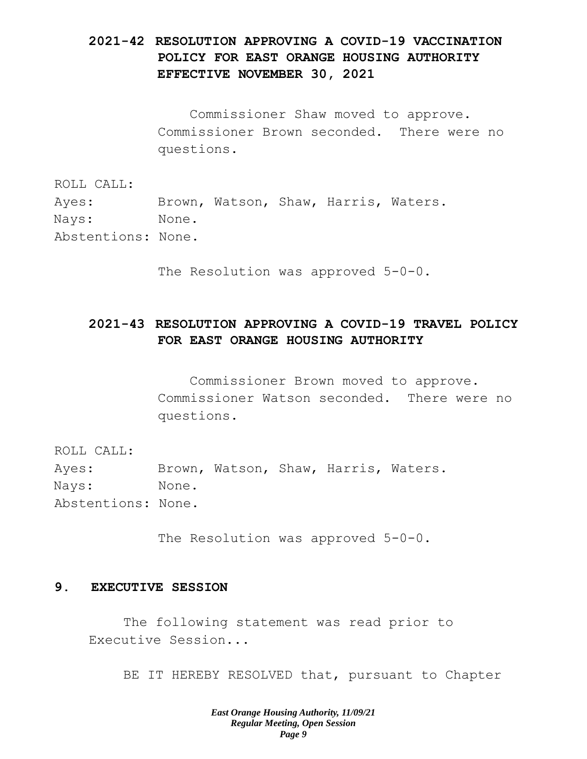**2021-42 RESOLUTION APPROVING A COVID-19 VACCINATION POLICY FOR EAST ORANGE HOUSING AUTHORITY EFFECTIVE NOVEMBER 30, 2021**

Commissioner Shaw moved to approve. Commissioner Brown seconded. There were no questions.

ROLL CALL:
Ayes: Brown, Watson, Shaw, Harris, Waters.
Nays: None.
Abstentions: None.

The Resolution was approved 5-0-0.

**2021-43 RESOLUTION APPROVING A COVID-19 TRAVEL POLICY FOR EAST ORANGE HOUSING AUTHORITY**

Commissioner Brown moved to approve. Commissioner Watson seconded. There were no questions.

ROLL CALL:
Ayes: Brown, Watson, Shaw, Harris, Waters.
Nays: None.
Abstentions: None.

The Resolution was approved 5-0-0.

## 9. EXECUTIVE SESSION

The following statement was read prior to Executive Session...

BE IT HEREBY RESOLVED that, pursuant to Chapter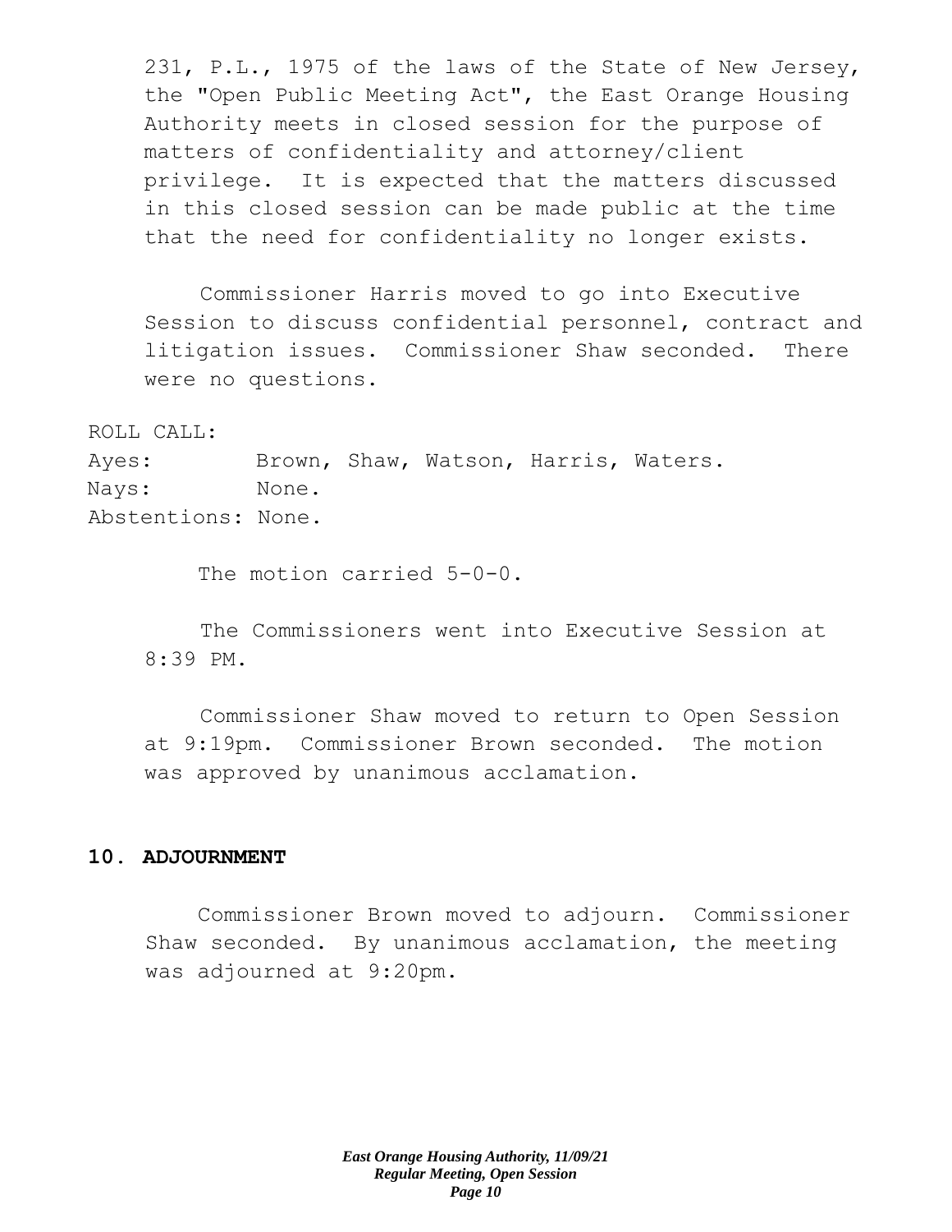231, P.L., 1975 of the laws of the State of New Jersey, the "Open Public Meeting Act", the East Orange Housing Authority meets in closed session for the purpose of matters of confidentiality and attorney/client privilege. It is expected that the matters discussed in this closed session can be made public at the time that the need for confidentiality no longer exists.

Commissioner Harris moved to go into Executive Session to discuss confidential personnel, contract and litigation issues. Commissioner Shaw seconded. There were no questions.

ROLL CALL:
Ayes: Brown, Shaw, Watson, Harris, Waters.
Nays: None.
Abstentions: None.

The motion carried 5-0-0.

The Commissioners went into Executive Session at 8:39 PM.

Commissioner Shaw moved to return to Open Session at 9:19pm. Commissioner Brown seconded. The motion was approved by unanimous acclamation.

## 10. ADJOURNMENT

Commissioner Brown moved to adjourn. Commissioner Shaw seconded. By unanimous acclamation, the meeting was adjourned at 9:20pm.